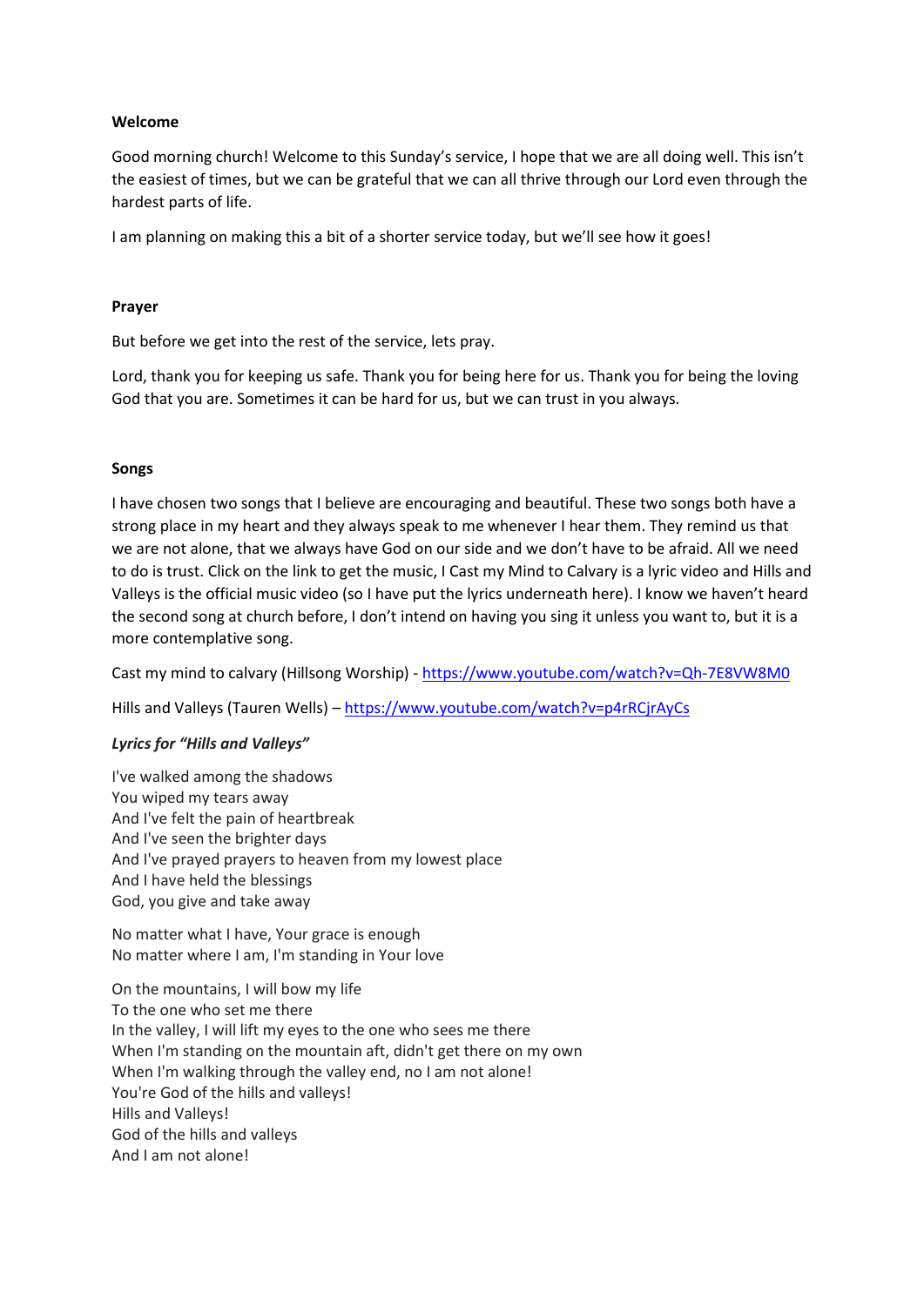**Welcome**

Good morning church! Welcome to this Sunday's service, I hope that we are all doing well. This isn't the easiest of times, but we can be grateful that we can all thrive through our Lord even through the hardest parts of life.

I am planning on making this a bit of a shorter service today, but we'll see how it goes!

**Prayer**

But before we get into the rest of the service, lets pray.

Lord, thank you for keeping us safe. Thank you for being here for us. Thank you for being the loving God that you are. Sometimes it can be hard for us, but we can trust in you always.

**Songs**

I have chosen two songs that I believe are encouraging and beautiful. These two songs both have a strong place in my heart and they always speak to me whenever I hear them. They remind us that we are not alone, that we always have God on our side and we don't have to be afraid. All we need to do is trust. Click on the link to get the music, I Cast my Mind to Calvary is a lyric video and Hills and Valleys is the official music video (so I have put the lyrics underneath here). I know we haven't heard the second song at church before, I don't intend on having you sing it unless you want to, but it is a more contemplative song.

Cast my mind to calvary (Hillsong Worship) - [https://www.youtube.com/watch?v=Qh-7E8VW8M0](https://www.youtube.com/watch?v=Qh-7E8VW8M0)

Hills and Valleys (Tauren Wells) – [https://www.youtube.com/watch?v=p4rRCjrAyCs](https://www.youtube.com/watch?v=p4rRCjrAyCs)

***Lyrics for "Hills and Valleys"***

I've walked among the shadows
You wiped my tears away
And I've felt the pain of heartbreak
And I've seen the brighter days
And I've prayed prayers to heaven from my lowest place
And I have held the blessings
God, you give and take away

No matter what I have, Your grace is enough
No matter where I am, I'm standing in Your love

On the mountains, I will bow my life
To the one who set me there
In the valley, I will lift my eyes to the one who sees me there
When I'm standing on the mountain aft, didn't get there on my own
When I'm walking through the valley end, no I am not alone!
You're God of the hills and valleys!
Hills and Valleys!
God of the hills and valleys
And I am not alone!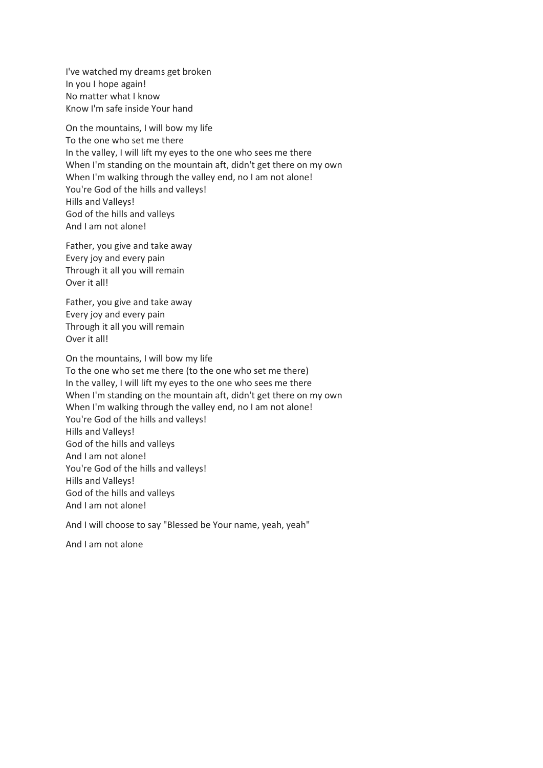I've watched my dreams get broken
In you I hope again!
No matter what I know
Know I'm safe inside Your hand

On the mountains, I will bow my life
To the one who set me there
In the valley, I will lift my eyes to the one who sees me there
When I'm standing on the mountain aft, didn't get there on my own
When I'm walking through the valley end, no I am not alone!
You're God of the hills and valleys!
Hills and Valleys!
God of the hills and valleys
And I am not alone!

Father, you give and take away
Every joy and every pain
Through it all you will remain
Over it all!

Father, you give and take away
Every joy and every pain
Through it all you will remain
Over it all!

On the mountains, I will bow my life
To the one who set me there (to the one who set me there)
In the valley, I will lift my eyes to the one who sees me there
When I'm standing on the mountain aft, didn't get there on my own
When I'm walking through the valley end, no I am not alone!
You're God of the hills and valleys!
Hills and Valleys!
God of the hills and valleys
And I am not alone!
You're God of the hills and valleys!
Hills and Valleys!
God of the hills and valleys
And I am not alone!

And I will choose to say "Blessed be Your name, yeah, yeah"

And I am not alone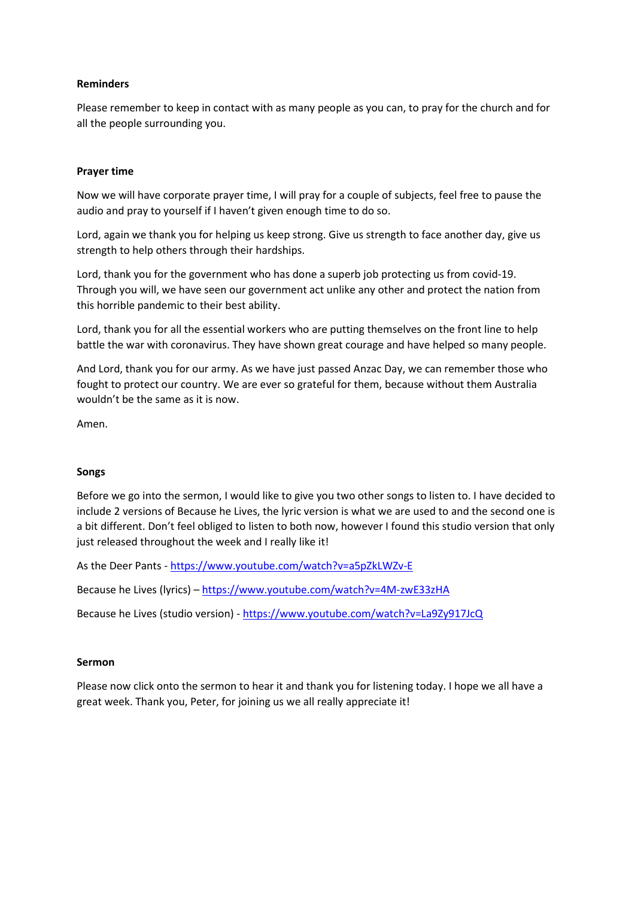**Reminders**

Please remember to keep in contact with as many people as you can, to pray for the church and for all the people surrounding you.

**Prayer time**

Now we will have corporate prayer time, I will pray for a couple of subjects, feel free to pause the audio and pray to yourself if I haven't given enough time to do so.

Lord, again we thank you for helping us keep strong. Give us strength to face another day, give us strength to help others through their hardships.

Lord, thank you for the government who has done a superb job protecting us from covid-19. Through you will, we have seen our government act unlike any other and protect the nation from this horrible pandemic to their best ability.

Lord, thank you for all the essential workers who are putting themselves on the front line to help battle the war with coronavirus. They have shown great courage and have helped so many people.

And Lord, thank you for our army. As we have just passed Anzac Day, we can remember those who fought to protect our country. We are ever so grateful for them, because without them Australia wouldn't be the same as it is now.

Amen.

**Songs**

Before we go into the sermon, I would like to give you two other songs to listen to. I have decided to include 2 versions of Because he Lives, the lyric version is what we are used to and the second one is a bit different. Don't feel obliged to listen to both now, however I found this studio version that only just released throughout the week and I really like it!

As the Deer Pants - https://www.youtube.com/watch?v=a5pZkLWZv-E

Because he Lives (lyrics) – https://www.youtube.com/watch?v=4M-zwE33zHA

Because he Lives (studio version) - https://www.youtube.com/watch?v=La9Zy917JcQ

**Sermon**

Please now click onto the sermon to hear it and thank you for listening today. I hope we all have a great week. Thank you, Peter, for joining us we all really appreciate it!